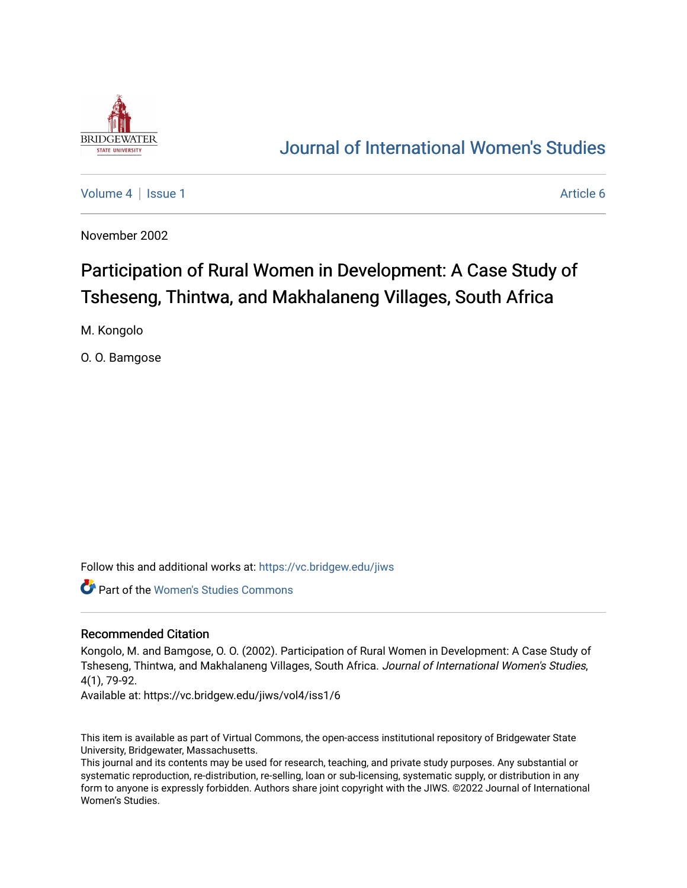# Journal of International Women's Studies

Volume 4 | Issue 1 Article 6

November 2002

# Participation of Rural Women in Development: A Case Study of Tsheseng, Thintwa, and Makhalaneng Villages, South Africa

M. Kongolo

O. O. Bamgose

Follow this and additional works at: https://vc.bridgew.edu/jiws

Part of the Women's Studies Commons

## Recommended Citation

Kongolo, M. and Bamgose, O. O. (2002). Participation of Rural Women in Development: A Case Study of Tsheseng, Thintwa, and Makhalaneng Villages, South Africa. *Journal of International Women's Studies*, 4(1), 79-92.

Available at: https://vc.bridgew.edu/jiws/vol4/iss1/6

This item is available as part of Virtual Commons, the open-access institutional repository of Bridgewater State University, Bridgewater, Massachusetts.

This journal and its contents may be used for research, teaching, and private study purposes. Any substantial or systematic reproduction, re-distribution, re-selling, loan or sub-licensing, systematic supply, or distribution in any form to anyone is expressly forbidden. Authors share joint copyright with the JIWS. ©2022 Journal of International Women's Studies.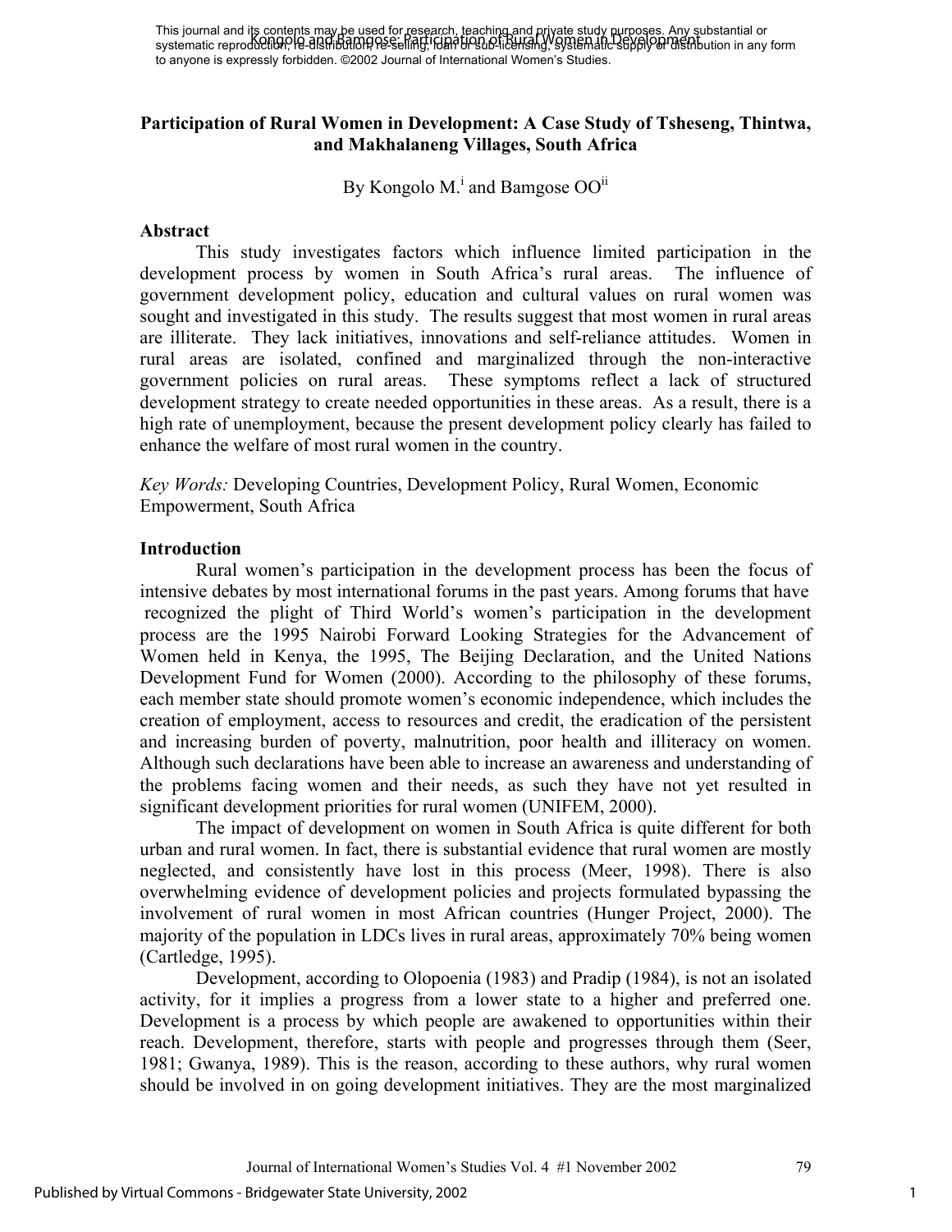This journal and its contents may be used for research, teaching and private study purposes. Any substantial or systematic reproduction, re-distribution, re-selling, loan or sub-licensing, systematic supply or distribution in any form to anyone is expressly forbidden. ©2002 Journal of International Women's Studies.

# Participation of Rural Women in Development: A Case Study of Tsheseng, Thintwa, and Makhalaneng Villages, South Africa

By Kongolo M.[i] and Bamgose OO[ii]

## Abstract

This study investigates factors which influence limited participation in the development process by women in South Africa's rural areas. The influence of government development policy, education and cultural values on rural women was sought and investigated in this study. The results suggest that most women in rural areas are illiterate. They lack initiatives, innovations and self-reliance attitudes. Women in rural areas are isolated, confined and marginalized through the non-interactive government policies on rural areas. These symptoms reflect a lack of structured development strategy to create needed opportunities in these areas. As a result, there is a high rate of unemployment, because the present development policy clearly has failed to enhance the welfare of most rural women in the country.

*Key Words:* Developing Countries, Development Policy, Rural Women, Economic Empowerment, South Africa

## Introduction

Rural women's participation in the development process has been the focus of intensive debates by most international forums in the past years. Among forums that have recognized the plight of Third World's women's participation in the development process are the 1995 Nairobi Forward Looking Strategies for the Advancement of Women held in Kenya, the 1995, The Beijing Declaration, and the United Nations Development Fund for Women (2000). According to the philosophy of these forums, each member state should promote women's economic independence, which includes the creation of employment, access to resources and credit, the eradication of the persistent and increasing burden of poverty, malnutrition, poor health and illiteracy on women. Although such declarations have been able to increase an awareness and understanding of the problems facing women and their needs, as such they have not yet resulted in significant development priorities for rural women (UNIFEM, 2000).

The impact of development on women in South Africa is quite different for both urban and rural women. In fact, there is substantial evidence that rural women are mostly neglected, and consistently have lost in this process (Meer, 1998). There is also overwhelming evidence of development policies and projects formulated bypassing the involvement of rural women in most African countries (Hunger Project, 2000). The majority of the population in LDCs lives in rural areas, approximately 70% being women (Cartledge, 1995).

Development, according to Olopoenia (1983) and Pradip (1984), is not an isolated activity, for it implies a progress from a lower state to a higher and preferred one. Development is a process by which people are awakened to opportunities within their reach. Development, therefore, starts with people and progresses through them (Seer, 1981; Gwanya, 1989). This is the reason, according to these authors, why rural women should be involved in on going development initiatives. They are the most marginalized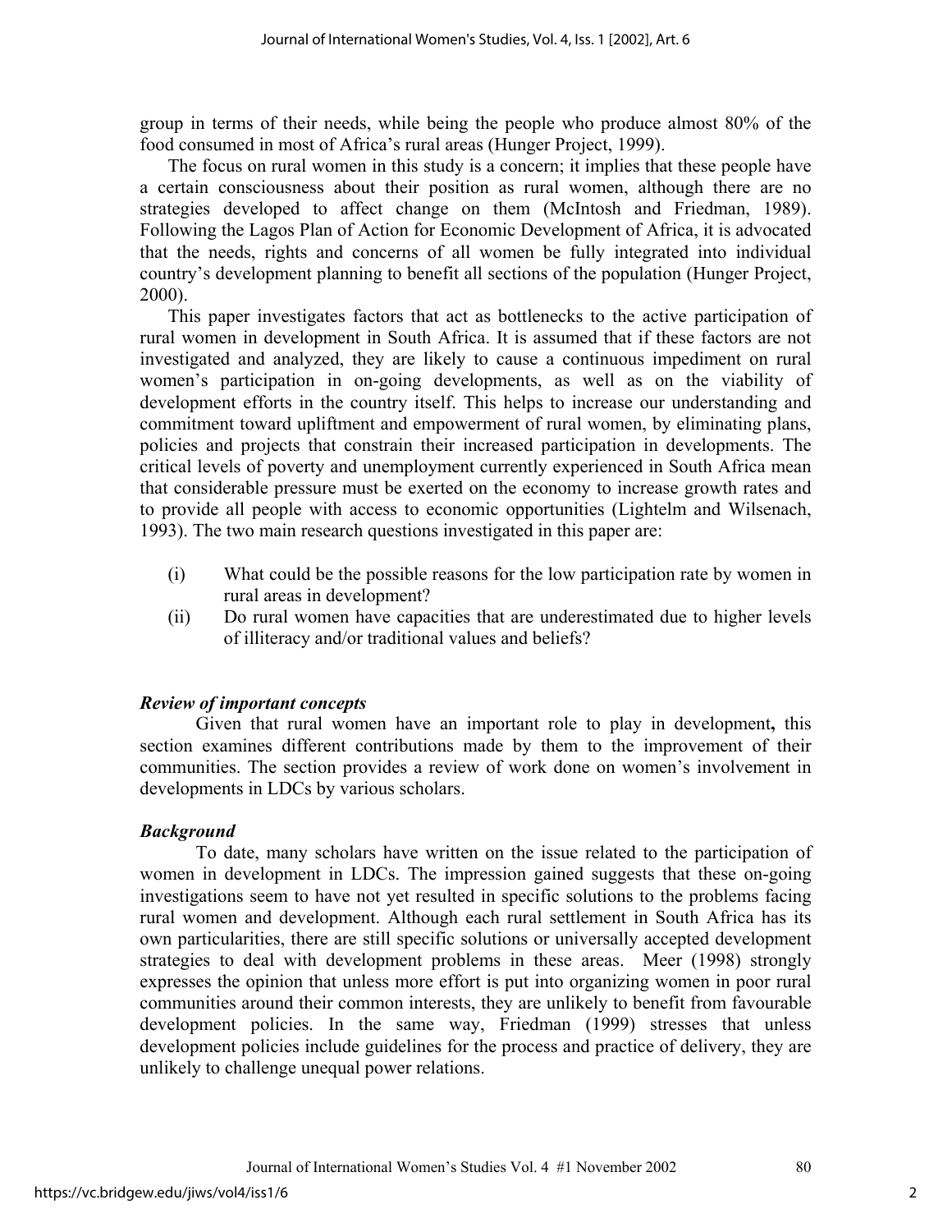group in terms of their needs, while being the people who produce almost 80% of the food consumed in most of Africa's rural areas (Hunger Project, 1999).

The focus on rural women in this study is a concern; it implies that these people have a certain consciousness about their position as rural women, although there are no strategies developed to affect change on them (McIntosh and Friedman, 1989). Following the Lagos Plan of Action for Economic Development of Africa, it is advocated that the needs, rights and concerns of all women be fully integrated into individual country's development planning to benefit all sections of the population (Hunger Project, 2000).

This paper investigates factors that act as bottlenecks to the active participation of rural women in development in South Africa. It is assumed that if these factors are not investigated and analyzed, they are likely to cause a continuous impediment on rural women's participation in on-going developments, as well as on the viability of development efforts in the country itself. This helps to increase our understanding and commitment toward upliftment and empowerment of rural women, by eliminating plans, policies and projects that constrain their increased participation in developments. The critical levels of poverty and unemployment currently experienced in South Africa mean that considerable pressure must be exerted on the economy to increase growth rates and to provide all people with access to economic opportunities (Lightelm and Wilsenach, 1993). The two main research questions investigated in this paper are:

(i) What could be the possible reasons for the low participation rate by women in rural areas in development?

(ii) Do rural women have capacities that are underestimated due to higher levels of illiteracy and/or traditional values and beliefs?

### *Review of important concepts*

Given that rural women have an important role to play in development**,** this section examines different contributions made by them to the improvement of their communities. The section provides a review of work done on women's involvement in developments in LDCs by various scholars.

### *Background*

To date, many scholars have written on the issue related to the participation of women in development in LDCs. The impression gained suggests that these on-going investigations seem to have not yet resulted in specific solutions to the problems facing rural women and development. Although each rural settlement in South Africa has its own particularities, there are still specific solutions or universally accepted development strategies to deal with development problems in these areas. Meer (1998) strongly expresses the opinion that unless more effort is put into organizing women in poor rural communities around their common interests, they are unlikely to benefit from favourable development policies. In the same way, Friedman (1999) stresses that unless development policies include guidelines for the process and practice of delivery, they are unlikely to challenge unequal power relations.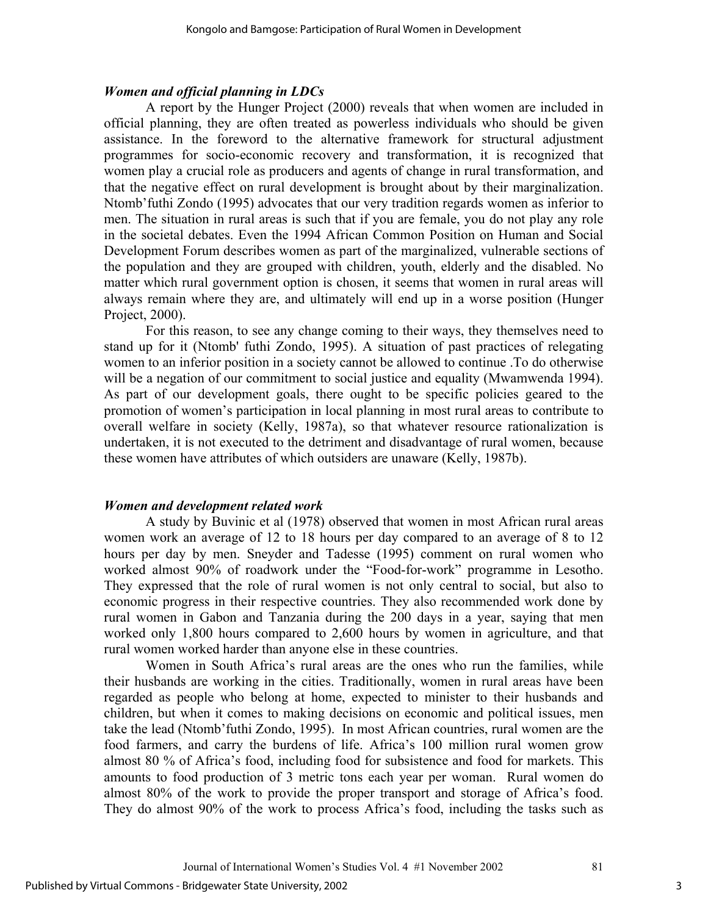### *Women and official planning in LDCs*

A report by the Hunger Project (2000) reveals that when women are included in official planning, they are often treated as powerless individuals who should be given assistance. In the foreword to the alternative framework for structural adjustment programmes for socio-economic recovery and transformation, it is recognized that women play a crucial role as producers and agents of change in rural transformation, and that the negative effect on rural development is brought about by their marginalization. Ntomb'futhi Zondo (1995) advocates that our very tradition regards women as inferior to men. The situation in rural areas is such that if you are female, you do not play any role in the societal debates. Even the 1994 African Common Position on Human and Social Development Forum describes women as part of the marginalized, vulnerable sections of the population and they are grouped with children, youth, elderly and the disabled. No matter which rural government option is chosen, it seems that women in rural areas will always remain where they are, and ultimately will end up in a worse position (Hunger Project, 2000).

For this reason, to see any change coming to their ways, they themselves need to stand up for it (Ntomb' futhi Zondo, 1995). A situation of past practices of relegating women to an inferior position in a society cannot be allowed to continue .To do otherwise will be a negation of our commitment to social justice and equality (Mwamwenda 1994). As part of our development goals, there ought to be specific policies geared to the promotion of women's participation in local planning in most rural areas to contribute to overall welfare in society (Kelly, 1987a), so that whatever resource rationalization is undertaken, it is not executed to the detriment and disadvantage of rural women, because these women have attributes of which outsiders are unaware (Kelly, 1987b).

### *Women and development related work*

A study by Buvinic et al (1978) observed that women in most African rural areas women work an average of 12 to 18 hours per day compared to an average of 8 to 12 hours per day by men. Sneyder and Tadesse (1995) comment on rural women who worked almost 90% of roadwork under the "Food-for-work" programme in Lesotho. They expressed that the role of rural women is not only central to social, but also to economic progress in their respective countries. They also recommended work done by rural women in Gabon and Tanzania during the 200 days in a year, saying that men worked only 1,800 hours compared to 2,600 hours by women in agriculture, and that rural women worked harder than anyone else in these countries.

Women in South Africa's rural areas are the ones who run the families, while their husbands are working in the cities. Traditionally, women in rural areas have been regarded as people who belong at home, expected to minister to their husbands and children, but when it comes to making decisions on economic and political issues, men take the lead (Ntomb'futhi Zondo, 1995). In most African countries, rural women are the food farmers, and carry the burdens of life. Africa's 100 million rural women grow almost 80 % of Africa's food, including food for subsistence and food for markets. This amounts to food production of 3 metric tons each year per woman. Rural women do almost 80% of the work to provide the proper transport and storage of Africa's food. They do almost 90% of the work to process Africa's food, including the tasks such as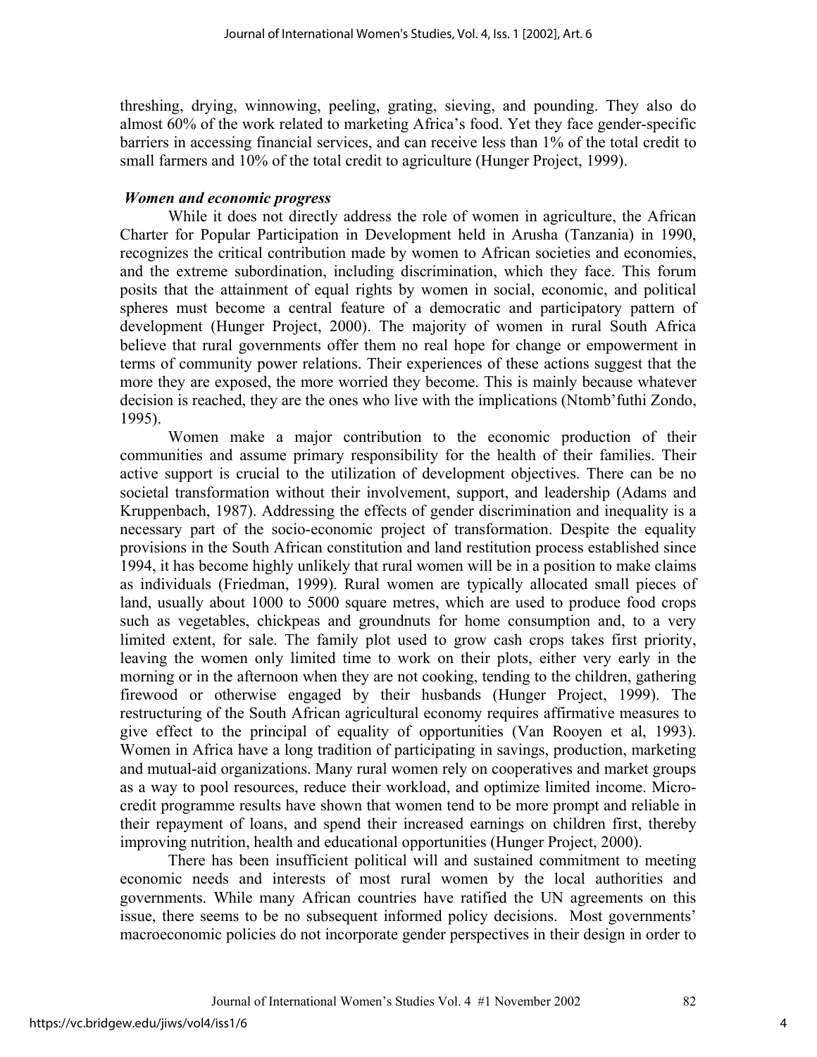threshing, drying, winnowing, peeling, grating, sieving, and pounding. They also do almost 60% of the work related to marketing Africa's food. Yet they face gender-specific barriers in accessing financial services, and can receive less than 1% of the total credit to small farmers and 10% of the total credit to agriculture (Hunger Project, 1999).

### *Women and economic progress*

While it does not directly address the role of women in agriculture, the African Charter for Popular Participation in Development held in Arusha (Tanzania) in 1990, recognizes the critical contribution made by women to African societies and economies, and the extreme subordination, including discrimination, which they face. This forum posits that the attainment of equal rights by women in social, economic, and political spheres must become a central feature of a democratic and participatory pattern of development (Hunger Project, 2000). The majority of women in rural South Africa believe that rural governments offer them no real hope for change or empowerment in terms of community power relations. Their experiences of these actions suggest that the more they are exposed, the more worried they become. This is mainly because whatever decision is reached, they are the ones who live with the implications (Ntomb'futhi Zondo, 1995).

Women make a major contribution to the economic production of their communities and assume primary responsibility for the health of their families. Their active support is crucial to the utilization of development objectives. There can be no societal transformation without their involvement, support, and leadership (Adams and Kruppenbach, 1987). Addressing the effects of gender discrimination and inequality is a necessary part of the socio-economic project of transformation. Despite the equality provisions in the South African constitution and land restitution process established since 1994, it has become highly unlikely that rural women will be in a position to make claims as individuals (Friedman, 1999). Rural women are typically allocated small pieces of land, usually about 1000 to 5000 square metres, which are used to produce food crops such as vegetables, chickpeas and groundnuts for home consumption and, to a very limited extent, for sale. The family plot used to grow cash crops takes first priority, leaving the women only limited time to work on their plots, either very early in the morning or in the afternoon when they are not cooking, tending to the children, gathering firewood or otherwise engaged by their husbands (Hunger Project, 1999). The restructuring of the South African agricultural economy requires affirmative measures to give effect to the principal of equality of opportunities (Van Rooyen et al, 1993). Women in Africa have a long tradition of participating in savings, production, marketing and mutual-aid organizations. Many rural women rely on cooperatives and market groups as a way to pool resources, reduce their workload, and optimize limited income. Micro-credit programme results have shown that women tend to be more prompt and reliable in their repayment of loans, and spend their increased earnings on children first, thereby improving nutrition, health and educational opportunities (Hunger Project, 2000).

There has been insufficient political will and sustained commitment to meeting economic needs and interests of most rural women by the local authorities and governments. While many African countries have ratified the UN agreements on this issue, there seems to be no subsequent informed policy decisions. Most governments' macroeconomic policies do not incorporate gender perspectives in their design in order to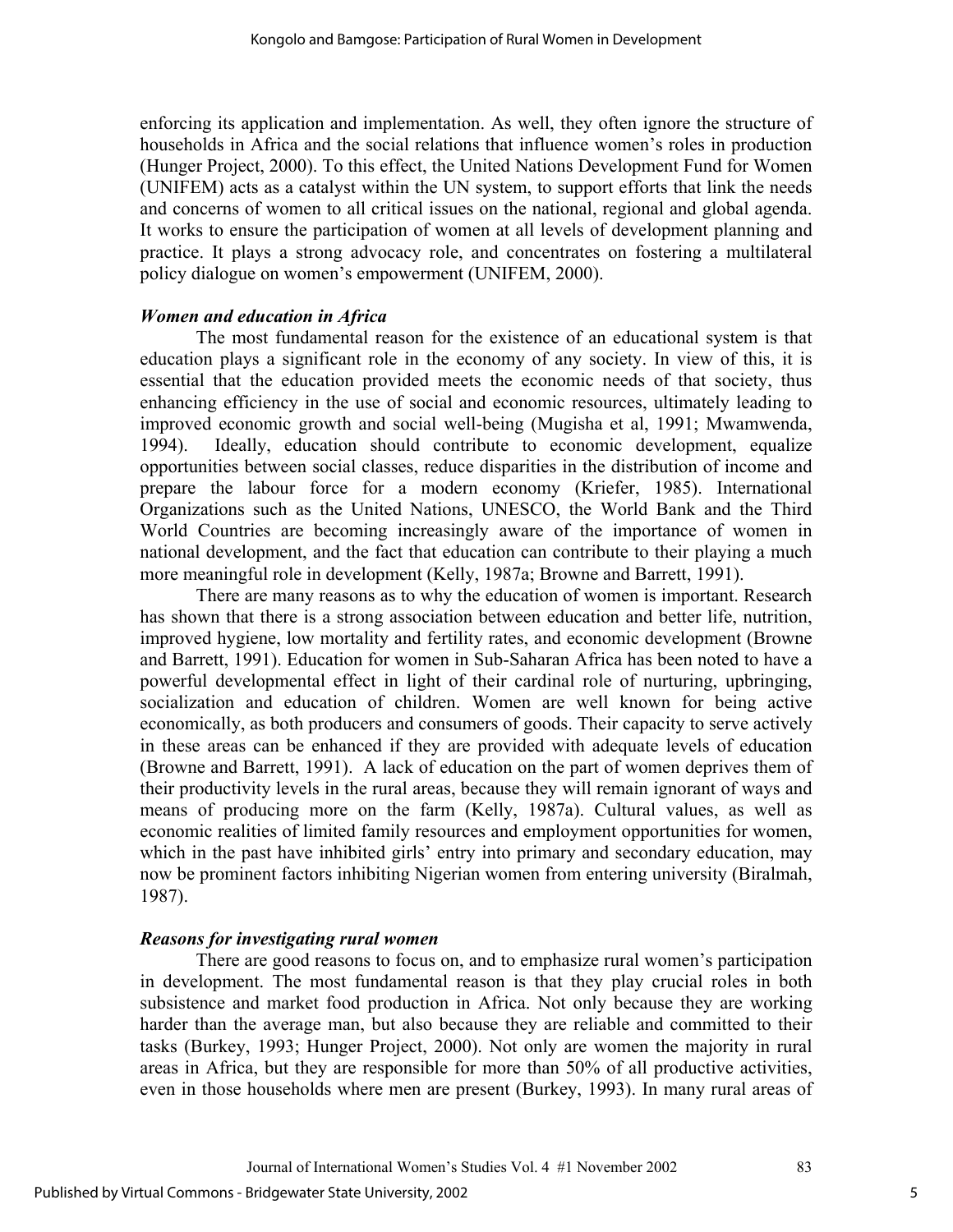enforcing its application and implementation. As well, they often ignore the structure of households in Africa and the social relations that influence women's roles in production (Hunger Project, 2000). To this effect, the United Nations Development Fund for Women (UNIFEM) acts as a catalyst within the UN system, to support efforts that link the needs and concerns of women to all critical issues on the national, regional and global agenda. It works to ensure the participation of women at all levels of development planning and practice. It plays a strong advocacy role, and concentrates on fostering a multilateral policy dialogue on women's empowerment (UNIFEM, 2000).

### *Women and education in Africa*

The most fundamental reason for the existence of an educational system is that education plays a significant role in the economy of any society. In view of this, it is essential that the education provided meets the economic needs of that society, thus enhancing efficiency in the use of social and economic resources, ultimately leading to improved economic growth and social well-being (Mugisha et al, 1991; Mwamwenda, 1994). Ideally, education should contribute to economic development, equalize opportunities between social classes, reduce disparities in the distribution of income and prepare the labour force for a modern economy (Kriefer, 1985). International Organizations such as the United Nations, UNESCO, the World Bank and the Third World Countries are becoming increasingly aware of the importance of women in national development, and the fact that education can contribute to their playing a much more meaningful role in development (Kelly, 1987a; Browne and Barrett, 1991).

There are many reasons as to why the education of women is important. Research has shown that there is a strong association between education and better life, nutrition, improved hygiene, low mortality and fertility rates, and economic development (Browne and Barrett, 1991). Education for women in Sub-Saharan Africa has been noted to have a powerful developmental effect in light of their cardinal role of nurturing, upbringing, socialization and education of children. Women are well known for being active economically, as both producers and consumers of goods. Their capacity to serve actively in these areas can be enhanced if they are provided with adequate levels of education (Browne and Barrett, 1991). A lack of education on the part of women deprives them of their productivity levels in the rural areas, because they will remain ignorant of ways and means of producing more on the farm (Kelly, 1987a). Cultural values, as well as economic realities of limited family resources and employment opportunities for women, which in the past have inhibited girls' entry into primary and secondary education, may now be prominent factors inhibiting Nigerian women from entering university (Biralmah, 1987).

### *Reasons for investigating rural women*

There are good reasons to focus on, and to emphasize rural women's participation in development. The most fundamental reason is that they play crucial roles in both subsistence and market food production in Africa. Not only because they are working harder than the average man, but also because they are reliable and committed to their tasks (Burkey, 1993; Hunger Project, 2000). Not only are women the majority in rural areas in Africa, but they are responsible for more than 50% of all productive activities, even in those households where men are present (Burkey, 1993). In many rural areas of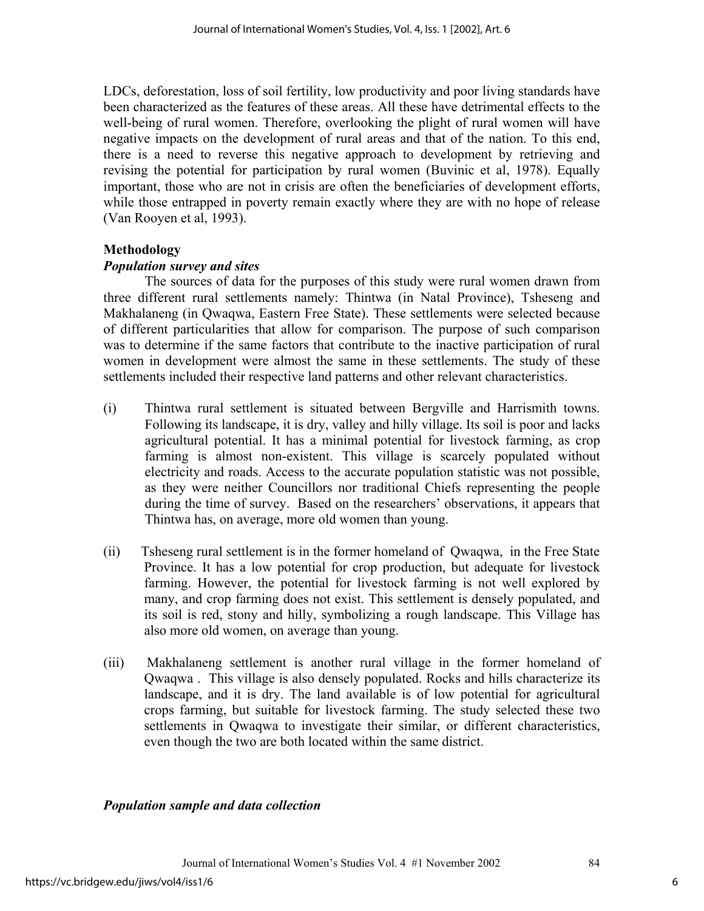LDCs, deforestation, loss of soil fertility, low productivity and poor living standards have been characterized as the features of these areas. All these have detrimental effects to the well-being of rural women. Therefore, overlooking the plight of rural women will have negative impacts on the development of rural areas and that of the nation. To this end, there is a need to reverse this negative approach to development by retrieving and revising the potential for participation by rural women (Buvinic et al, 1978). Equally important, those who are not in crisis are often the beneficiaries of development efforts, while those entrapped in poverty remain exactly where they are with no hope of release (Van Rooyen et al, 1993).

## Methodology

### *Population survey and sites*

The sources of data for the purposes of this study were rural women drawn from three different rural settlements namely: Thintwa (in Natal Province), Tsheseng and Makhalaneng (in Qwaqwa, Eastern Free State). These settlements were selected because of different particularities that allow for comparison. The purpose of such comparison was to determine if the same factors that contribute to the inactive participation of rural women in development were almost the same in these settlements. The study of these settlements included their respective land patterns and other relevant characteristics.

(i) Thintwa rural settlement is situated between Bergville and Harrismith towns. Following its landscape, it is dry, valley and hilly village. Its soil is poor and lacks agricultural potential. It has a minimal potential for livestock farming, as crop farming is almost non-existent. This village is scarcely populated without electricity and roads. Access to the accurate population statistic was not possible, as they were neither Councillors nor traditional Chiefs representing the people during the time of survey. Based on the researchers' observations, it appears that Thintwa has, on average, more old women than young.

(ii) Tsheseng rural settlement is in the former homeland of Qwaqwa, in the Free State Province. It has a low potential for crop production, but adequate for livestock farming. However, the potential for livestock farming is not well explored by many, and crop farming does not exist. This settlement is densely populated, and its soil is red, stony and hilly, symbolizing a rough landscape. This Village has also more old women, on average than young.

(iii) Makhalaneng settlement is another rural village in the former homeland of Qwaqwa . This village is also densely populated. Rocks and hills characterize its landscape, and it is dry. The land available is of low potential for agricultural crops farming, but suitable for livestock farming. The study selected these two settlements in Qwaqwa to investigate their similar, or different characteristics, even though the two are both located within the same district.

### *Population sample and data collection*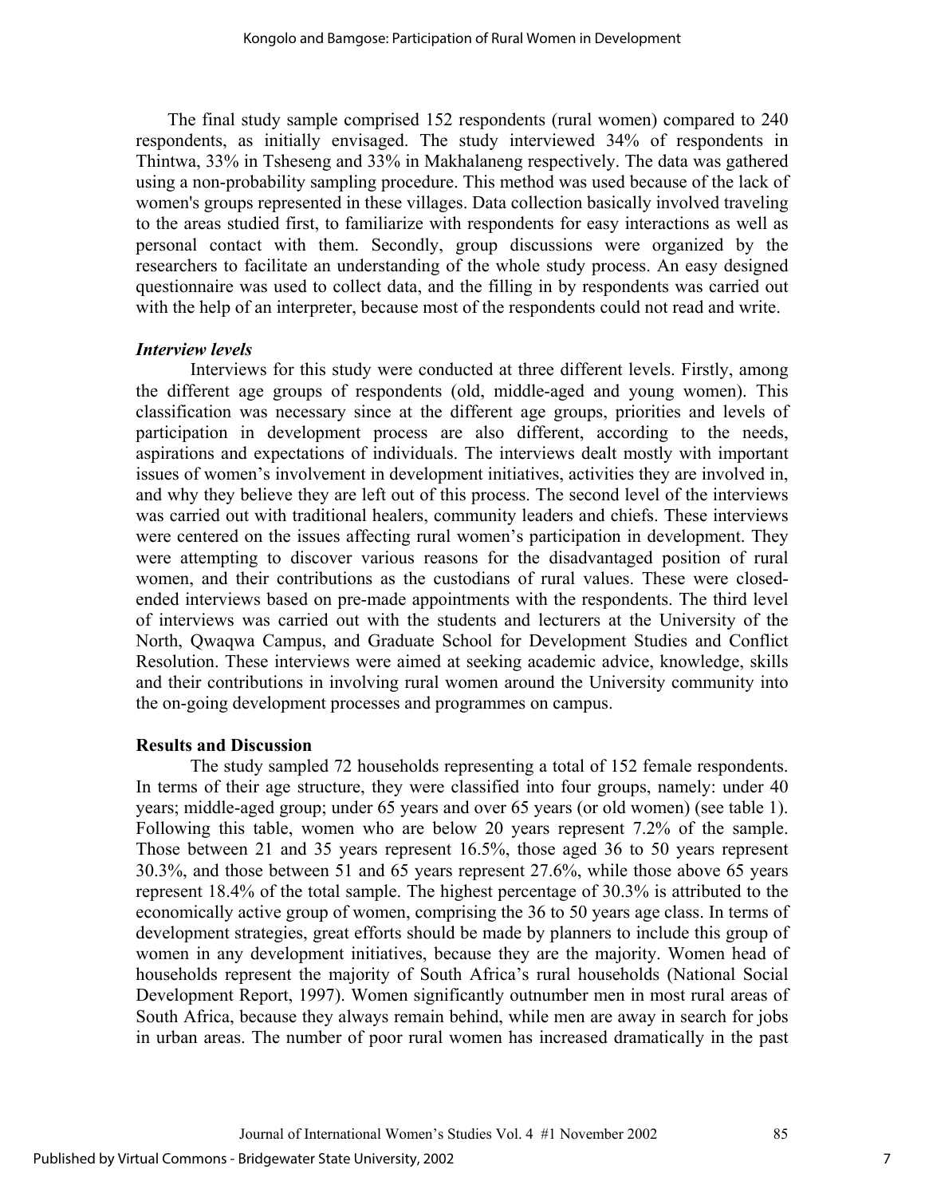The final study sample comprised 152 respondents (rural women) compared to 240 respondents, as initially envisaged. The study interviewed 34% of respondents in Thintwa, 33% in Tsheseng and 33% in Makhalaneng respectively. The data was gathered using a non-probability sampling procedure. This method was used because of the lack of women's groups represented in these villages. Data collection basically involved traveling to the areas studied first, to familiarize with respondents for easy interactions as well as personal contact with them. Secondly, group discussions were organized by the researchers to facilitate an understanding of the whole study process. An easy designed questionnaire was used to collect data, and the filling in by respondents was carried out with the help of an interpreter, because most of the respondents could not read and write.

***Interview levels***

Interviews for this study were conducted at three different levels. Firstly, among the different age groups of respondents (old, middle-aged and young women). This classification was necessary since at the different age groups, priorities and levels of participation in development process are also different, according to the needs, aspirations and expectations of individuals. The interviews dealt mostly with important issues of women's involvement in development initiatives, activities they are involved in, and why they believe they are left out of this process. The second level of the interviews was carried out with traditional healers, community leaders and chiefs. These interviews were centered on the issues affecting rural women's participation in development. They were attempting to discover various reasons for the disadvantaged position of rural women, and their contributions as the custodians of rural values. These were closed-ended interviews based on pre-made appointments with the respondents. The third level of interviews was carried out with the students and lecturers at the University of the North, Qwaqwa Campus, and Graduate School for Development Studies and Conflict Resolution. These interviews were aimed at seeking academic advice, knowledge, skills and their contributions in involving rural women around the University community into the on-going development processes and programmes on campus.

**Results and Discussion**

The study sampled 72 households representing a total of 152 female respondents. In terms of their age structure, they were classified into four groups, namely: under 40 years; middle-aged group; under 65 years and over 65 years (or old women) (see table 1). Following this table, women who are below 20 years represent 7.2% of the sample. Those between 21 and 35 years represent 16.5%, those aged 36 to 50 years represent 30.3%, and those between 51 and 65 years represent 27.6%, while those above 65 years represent 18.4% of the total sample. The highest percentage of 30.3% is attributed to the economically active group of women, comprising the 36 to 50 years age class. In terms of development strategies, great efforts should be made by planners to include this group of women in any development initiatives, because they are the majority. Women head of households represent the majority of South Africa's rural households (National Social Development Report, 1997). Women significantly outnumber men in most rural areas of South Africa, because they always remain behind, while men are away in search for jobs in urban areas. The number of poor rural women has increased dramatically in the past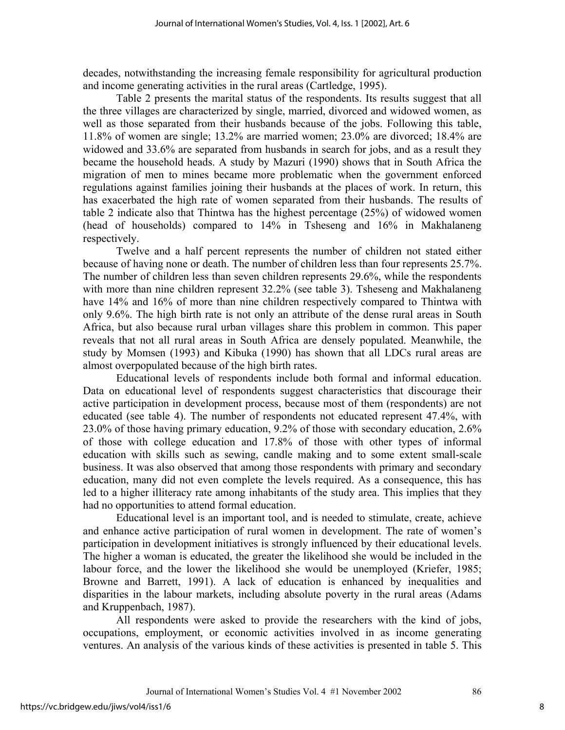decades, notwithstanding the increasing female responsibility for agricultural production and income generating activities in the rural areas (Cartledge, 1995).

Table 2 presents the marital status of the respondents. Its results suggest that all the three villages are characterized by single, married, divorced and widowed women, as well as those separated from their husbands because of the jobs. Following this table, 11.8% of women are single; 13.2% are married women; 23.0% are divorced; 18.4% are widowed and 33.6% are separated from husbands in search for jobs, and as a result they became the household heads. A study by Mazuri (1990) shows that in South Africa the migration of men to mines became more problematic when the government enforced regulations against families joining their husbands at the places of work. In return, this has exacerbated the high rate of women separated from their husbands. The results of table 2 indicate also that Thintwa has the highest percentage (25%) of widowed women (head of households) compared to 14% in Tsheseng and 16% in Makhalaneng respectively.

Twelve and a half percent represents the number of children not stated either because of having none or death. The number of children less than four represents 25.7%. The number of children less than seven children represents 29.6%, while the respondents with more than nine children represent 32.2% (see table 3). Tsheseng and Makhalaneng have 14% and 16% of more than nine children respectively compared to Thintwa with only 9.6%. The high birth rate is not only an attribute of the dense rural areas in South Africa, but also because rural urban villages share this problem in common. This paper reveals that not all rural areas in South Africa are densely populated. Meanwhile, the study by Momsen (1993) and Kibuka (1990) has shown that all LDCs rural areas are almost overpopulated because of the high birth rates.

Educational levels of respondents include both formal and informal education. Data on educational level of respondents suggest characteristics that discourage their active participation in development process, because most of them (respondents) are not educated (see table 4). The number of respondents not educated represent 47.4%, with 23.0% of those having primary education, 9.2% of those with secondary education, 2.6% of those with college education and 17.8% of those with other types of informal education with skills such as sewing, candle making and to some extent small-scale business. It was also observed that among those respondents with primary and secondary education, many did not even complete the levels required. As a consequence, this has led to a higher illiteracy rate among inhabitants of the study area. This implies that they had no opportunities to attend formal education.

Educational level is an important tool, and is needed to stimulate, create, achieve and enhance active participation of rural women in development. The rate of women's participation in development initiatives is strongly influenced by their educational levels. The higher a woman is educated, the greater the likelihood she would be included in the labour force, and the lower the likelihood she would be unemployed (Kriefer, 1985; Browne and Barrett, 1991). A lack of education is enhanced by inequalities and disparities in the labour markets, including absolute poverty in the rural areas (Adams and Kruppenbach, 1987).

All respondents were asked to provide the researchers with the kind of jobs, occupations, employment, or economic activities involved in as income generating ventures. An analysis of the various kinds of these activities is presented in table 5. This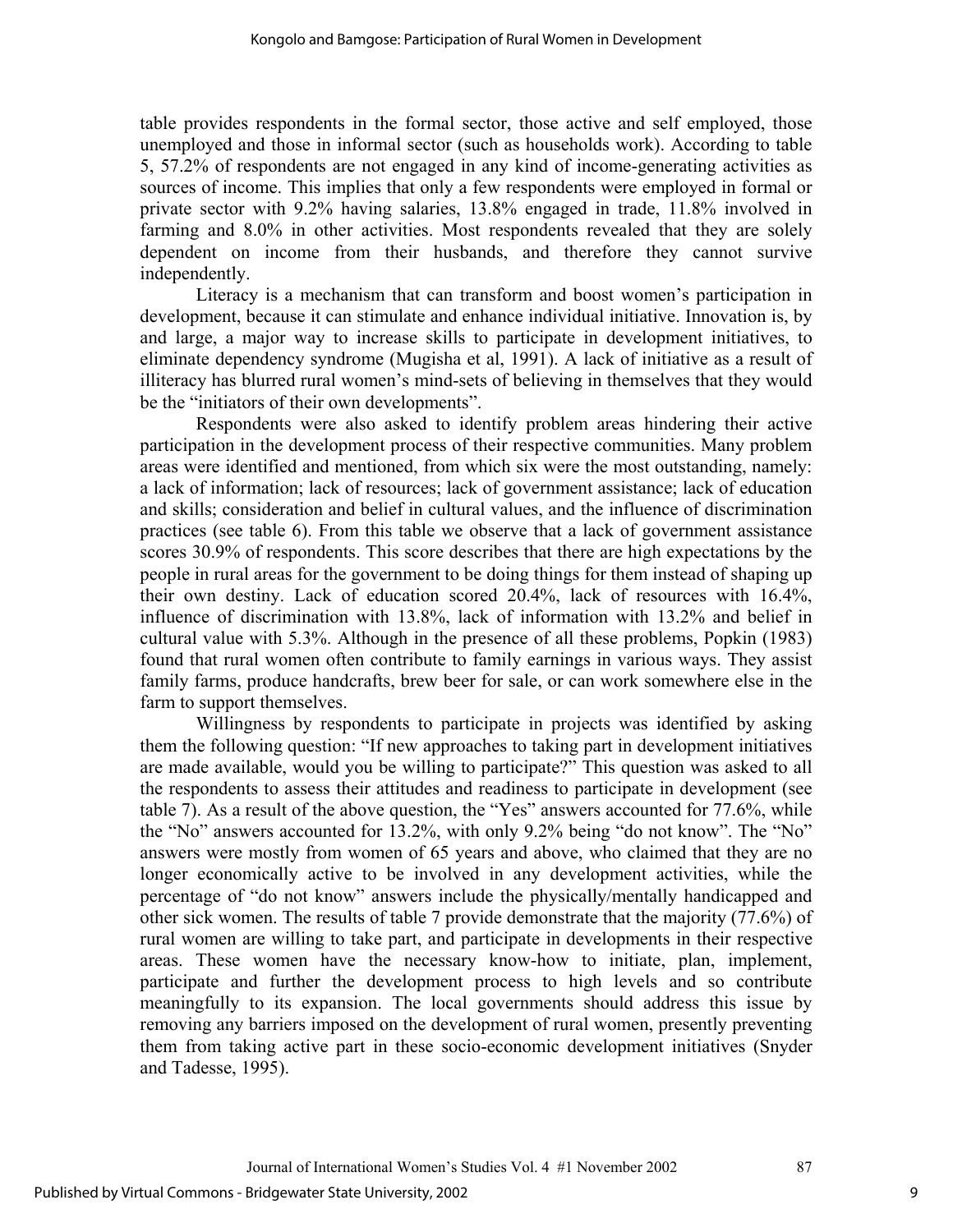table provides respondents in the formal sector, those active and self employed, those unemployed and those in informal sector (such as households work). According to table 5, 57.2% of respondents are not engaged in any kind of income-generating activities as sources of income. This implies that only a few respondents were employed in formal or private sector with 9.2% having salaries, 13.8% engaged in trade, 11.8% involved in farming and 8.0% in other activities. Most respondents revealed that they are solely dependent on income from their husbands, and therefore they cannot survive independently.

Literacy is a mechanism that can transform and boost women's participation in development, because it can stimulate and enhance individual initiative. Innovation is, by and large, a major way to increase skills to participate in development initiatives, to eliminate dependency syndrome (Mugisha et al, 1991). A lack of initiative as a result of illiteracy has blurred rural women's mind-sets of believing in themselves that they would be the "initiators of their own developments".

Respondents were also asked to identify problem areas hindering their active participation in the development process of their respective communities. Many problem areas were identified and mentioned, from which six were the most outstanding, namely: a lack of information; lack of resources; lack of government assistance; lack of education and skills; consideration and belief in cultural values, and the influence of discrimination practices (see table 6). From this table we observe that a lack of government assistance scores 30.9% of respondents. This score describes that there are high expectations by the people in rural areas for the government to be doing things for them instead of shaping up their own destiny. Lack of education scored 20.4%, lack of resources with 16.4%, influence of discrimination with 13.8%, lack of information with 13.2% and belief in cultural value with 5.3%. Although in the presence of all these problems, Popkin (1983) found that rural women often contribute to family earnings in various ways. They assist family farms, produce handcrafts, brew beer for sale, or can work somewhere else in the farm to support themselves.

Willingness by respondents to participate in projects was identified by asking them the following question: "If new approaches to taking part in development initiatives are made available, would you be willing to participate?" This question was asked to all the respondents to assess their attitudes and readiness to participate in development (see table 7). As a result of the above question, the "Yes" answers accounted for 77.6%, while the "No" answers accounted for 13.2%, with only 9.2% being "do not know". The "No" answers were mostly from women of 65 years and above, who claimed that they are no longer economically active to be involved in any development activities, while the percentage of "do not know" answers include the physically/mentally handicapped and other sick women. The results of table 7 provide demonstrate that the majority (77.6%) of rural women are willing to take part, and participate in developments in their respective areas. These women have the necessary know-how to initiate, plan, implement, participate and further the development process to high levels and so contribute meaningfully to its expansion. The local governments should address this issue by removing any barriers imposed on the development of rural women, presently preventing them from taking active part in these socio-economic development initiatives (Snyder and Tadesse, 1995).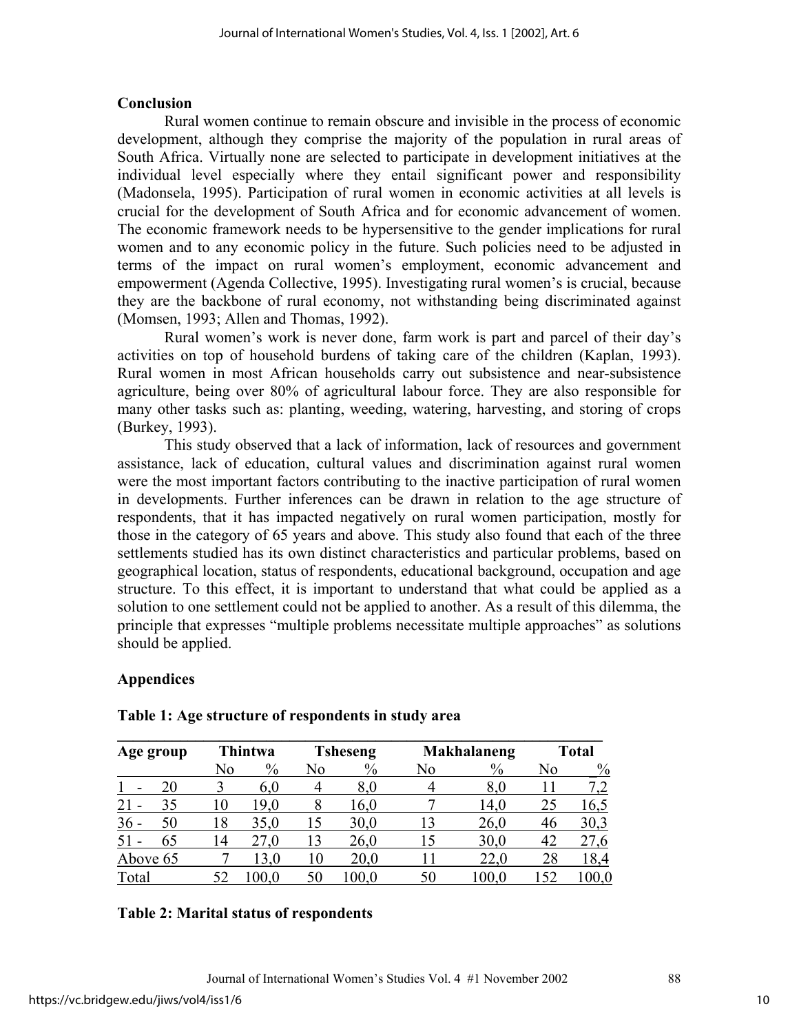## Conclusion

Rural women continue to remain obscure and invisible in the process of economic development, although they comprise the majority of the population in rural areas of South Africa. Virtually none are selected to participate in development initiatives at the individual level especially where they entail significant power and responsibility (Madonsela, 1995). Participation of rural women in economic activities at all levels is crucial for the development of South Africa and for economic advancement of women. The economic framework needs to be hypersensitive to the gender implications for rural women and to any economic policy in the future. Such policies need to be adjusted in terms of the impact on rural women's employment, economic advancement and empowerment (Agenda Collective, 1995). Investigating rural women's is crucial, because they are the backbone of rural economy, not withstanding being discriminated against (Momsen, 1993; Allen and Thomas, 1992).

Rural women's work is never done, farm work is part and parcel of their day's activities on top of household burdens of taking care of the children (Kaplan, 1993). Rural women in most African households carry out subsistence and near-subsistence agriculture, being over 80% of agricultural labour force. They are also responsible for many other tasks such as: planting, weeding, watering, harvesting, and storing of crops (Burkey, 1993).

This study observed that a lack of information, lack of resources and government assistance, lack of education, cultural values and discrimination against rural women were the most important factors contributing to the inactive participation of rural women in developments. Further inferences can be drawn in relation to the age structure of respondents, that it has impacted negatively on rural women participation, mostly for those in the category of 65 years and above. This study also found that each of the three settlements studied has its own distinct characteristics and particular problems, based on geographical location, status of respondents, educational background, occupation and age structure. To this effect, it is important to understand that what could be applied as a solution to one settlement could not be applied to another. As a result of this dilemma, the principle that expresses "multiple problems necessitate multiple approaches" as solutions should be applied.

## Appendices

**Table 1: Age structure of respondents in study area**

| Age group | Thintwa | | Tsheseng | | Makhalaneng | | Total | |
|---|---|---|---|---|---|---|---|---|
| | No | % | No | % | No | % | No | % |
| 1 - 20 | 3 | 6,0 | 4 | 8,0 | 4 | 8,0 | 11 | 7,2 |
| 21 - 35 | 10 | 19,0 | 8 | 16,0 | 7 | 14,0 | 25 | 16,5 |
| 36 - 50 | 18 | 35,0 | 15 | 30,0 | 13 | 26,0 | 46 | 30,3 |
| 51 - 65 | 14 | 27,0 | 13 | 26,0 | 15 | 30,0 | 42 | 27,6 |
| Above 65 | 7 | 13,0 | 10 | 20,0 | 11 | 22,0 | 28 | 18,4 |
| Total | 52 | 100,0 | 50 | 100,0 | 50 | 100,0 | 152 | 100,0 |

**Table 2: Marital status of respondents**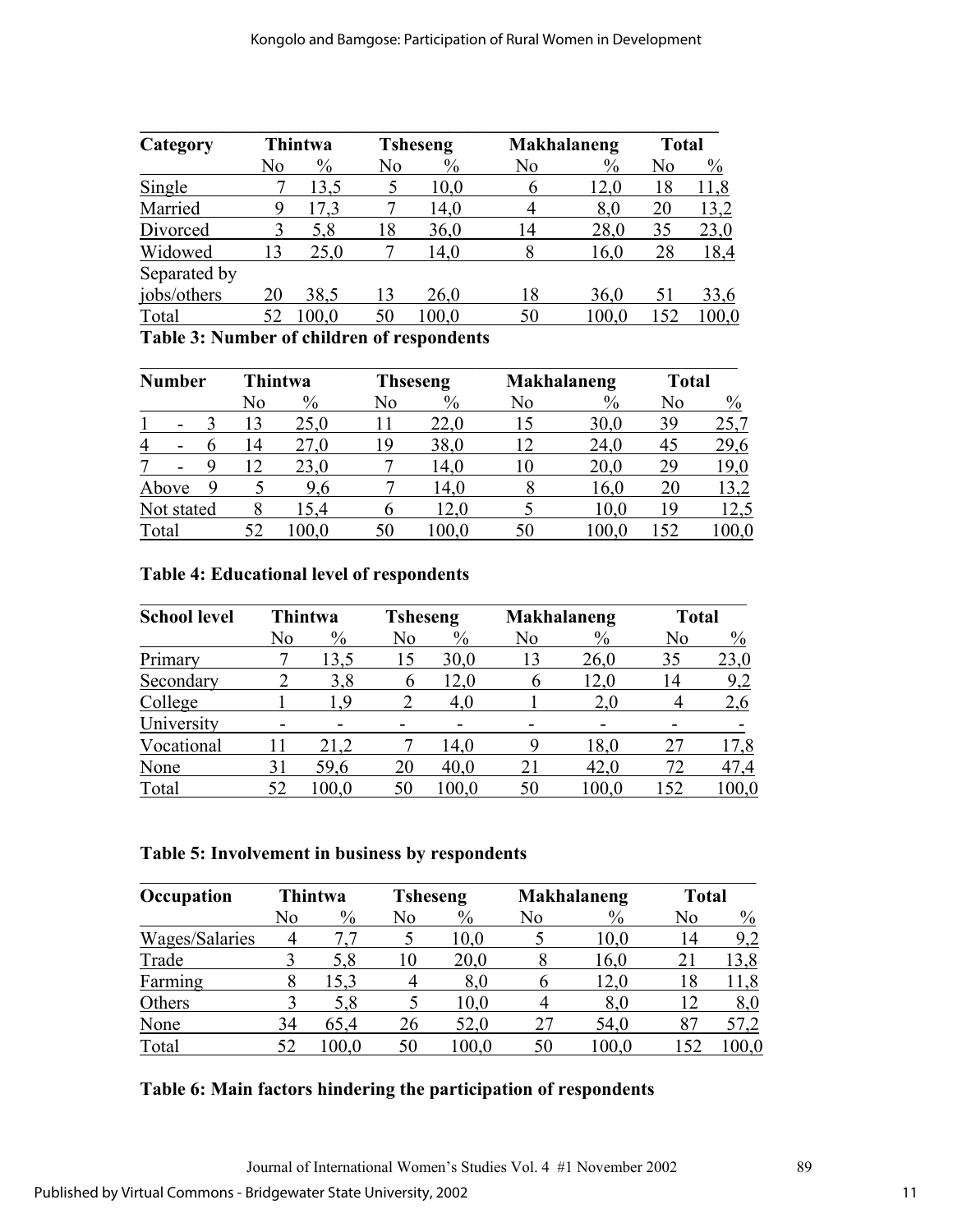| Category | Thintwa | | Tsheseng | | Makhalaneng | | Total | |
|---|---|---|---|---|---|---|---|---|
| | No | % | No | % | No | % | No | % |
| Single | 7 | 13,5 | 5 | 10,0 | 6 | 12,0 | 18 | 11,8 |
| Married | 9 | 17,3 | 7 | 14,0 | 4 | 8,0 | 20 | 13,2 |
| Divorced | 3 | 5,8 | 18 | 36,0 | 14 | 28,0 | 35 | 23,0 |
| Widowed | 13 | 25,0 | 7 | 14,0 | 8 | 16,0 | 28 | 18,4 |
| Separated by jobs/others | 20 | 38,5 | 13 | 26,0 | 18 | 36,0 | 51 | 33,6 |
| Total | 52 | 100,0 | 50 | 100,0 | 50 | 100,0 | 152 | 100,0 |

**Table 3: Number of children of respondents**

| Number | Thintwa | | Thseseng | | Makhalaneng | | Total | |
|---|---|---|---|---|---|---|---|---|
| | No | % | No | % | No | % | No | % |
| 1 - 3 | 13 | 25,0 | 11 | 22,0 | 15 | 30,0 | 39 | 25,7 |
| 4 - 6 | 14 | 27,0 | 19 | 38,0 | 12 | 24,0 | 45 | 29,6 |
| 7 - 9 | 12 | 23,0 | 7 | 14,0 | 10 | 20,0 | 29 | 19,0 |
| Above 9 | 5 | 9,6 | 7 | 14,0 | 8 | 16,0 | 20 | 13,2 |
| Not stated | 8 | 15,4 | 6 | 12,0 | 5 | 10,0 | 19 | 12,5 |
| Total | 52 | 100,0 | 50 | 100,0 | 50 | 100,0 | 152 | 100,0 |

**Table 4: Educational level of respondents**

| School level | Thintwa | | Tsheseng | | Makhalaneng | | Total | |
|---|---|---|---|---|---|---|---|---|
| | No | % | No | % | No | % | No | % |
| Primary | 7 | 13,5 | 15 | 30,0 | 13 | 26,0 | 35 | 23,0 |
| Secondary | 2 | 3,8 | 6 | 12,0 | 6 | 12,0 | 14 | 9,2 |
| College | 1 | 1,9 | 2 | 4,0 | 1 | 2,0 | 4 | 2,6 |
| University | - | - | - | - | - | - | - | - |
| Vocational | 11 | 21,2 | 7 | 14,0 | 9 | 18,0 | 27 | 17,8 |
| None | 31 | 59,6 | 20 | 40,0 | 21 | 42,0 | 72 | 47,4 |
| Total | 52 | 100,0 | 50 | 100,0 | 50 | 100,0 | 152 | 100,0 |

**Table 5: Involvement in business by respondents**

| Occupation | Thintwa | | Tsheseng | | Makhalaneng | | Total | |
|---|---|---|---|---|---|---|---|---|
| | No | % | No | % | No | % | No | % |
| Wages/Salaries | 4 | 7,7 | 5 | 10,0 | 5 | 10,0 | 14 | 9,2 |
| Trade | 3 | 5,8 | 10 | 20,0 | 8 | 16,0 | 21 | 13,8 |
| Farming | 8 | 15,3 | 4 | 8,0 | 6 | 12,0 | 18 | 11,8 |
| Others | 3 | 5,8 | 5 | 10,0 | 4 | 8,0 | 12 | 8,0 |
| None | 34 | 65,4 | 26 | 52,0 | 27 | 54,0 | 87 | 57,2 |
| Total | 52 | 100,0 | 50 | 100,0 | 50 | 100,0 | 152 | 100,0 |

**Table 6: Main factors hindering the participation of respondents**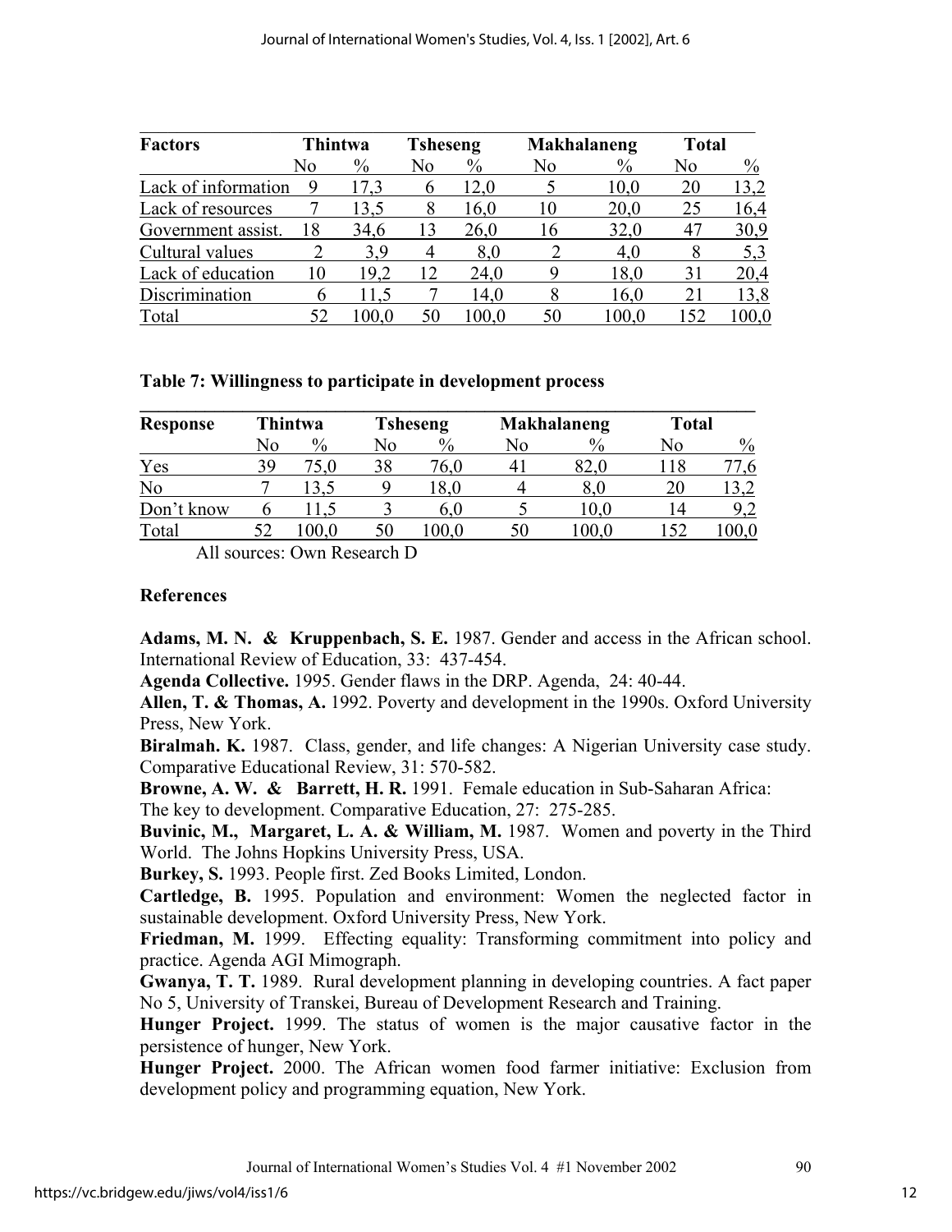| Factors | Thintwa | | Tsheseng | | Makhalaneng | | Total | |
|---|---|---|---|---|---|---|---|---|
| | No | % | No | % | No | % | No | % |
| Lack of information | 9 | 17,3 | 6 | 12,0 | 5 | 10,0 | 20 | 13,2 |
| Lack of resources | 7 | 13,5 | 8 | 16,0 | 10 | 20,0 | 25 | 16,4 |
| Government assist. | 18 | 34,6 | 13 | 26,0 | 16 | 32,0 | 47 | 30,9 |
| Cultural values | 2 | 3,9 | 4 | 8,0 | 2 | 4,0 | 8 | 5,3 |
| Lack of education | 10 | 19,2 | 12 | 24,0 | 9 | 18,0 | 31 | 20,4 |
| Discrimination | 6 | 11,5 | 7 | 14,0 | 8 | 16,0 | 21 | 13,8 |
| Total | 52 | 100,0 | 50 | 100,0 | 50 | 100,0 | 152 | 100,0 |

**Table 7: Willingness to participate in development process**

| Response | Thintwa | | Tsheseng | | Makhalaneng | | Total | |
|---|---|---|---|---|---|---|---|---|
| | No | % | No | % | No | % | No | % |
| Yes | 39 | 75,0 | 38 | 76,0 | 41 | 82,0 | 118 | 77,6 |
| No | 7 | 13,5 | 9 | 18,0 | 4 | 8,0 | 20 | 13,2 |
| Don't know | 6 | 11,5 | 3 | 6,0 | 5 | 10,0 | 14 | 9,2 |
| Total | 52 | 100,0 | 50 | 100,0 | 50 | 100,0 | 152 | 100,0 |

All sources: Own Research D

## References

**Adams, M. N. & Kruppenbach, S. E.** 1987. Gender and access in the African school. International Review of Education, 33: 437-454.

**Agenda Collective.** 1995. Gender flaws in the DRP. Agenda, 24: 40-44.

**Allen, T. & Thomas, A.** 1992. Poverty and development in the 1990s. Oxford University Press, New York.

**Biralmah. K.** 1987. Class, gender, and life changes: A Nigerian University case study. Comparative Educational Review, 31: 570-582.

**Browne, A. W. & Barrett, H. R.** 1991. Female education in Sub-Saharan Africa: The key to development. Comparative Education, 27: 275-285.

**Buvinic, M., Margaret, L. A. & William, M.** 1987. Women and poverty in the Third World. The Johns Hopkins University Press, USA.

**Burkey, S.** 1993. People first. Zed Books Limited, London.

**Cartledge, B.** 1995. Population and environment: Women the neglected factor in sustainable development. Oxford University Press, New York.

**Friedman, M.** 1999. Effecting equality: Transforming commitment into policy and practice. Agenda AGI Mimograph.

**Gwanya, T. T.** 1989. Rural development planning in developing countries. A fact paper No 5, University of Transkei, Bureau of Development Research and Training.

**Hunger Project.** 1999. The status of women is the major causative factor in the persistence of hunger, New York.

**Hunger Project.** 2000. The African women food farmer initiative: Exclusion from development policy and programming equation, New York.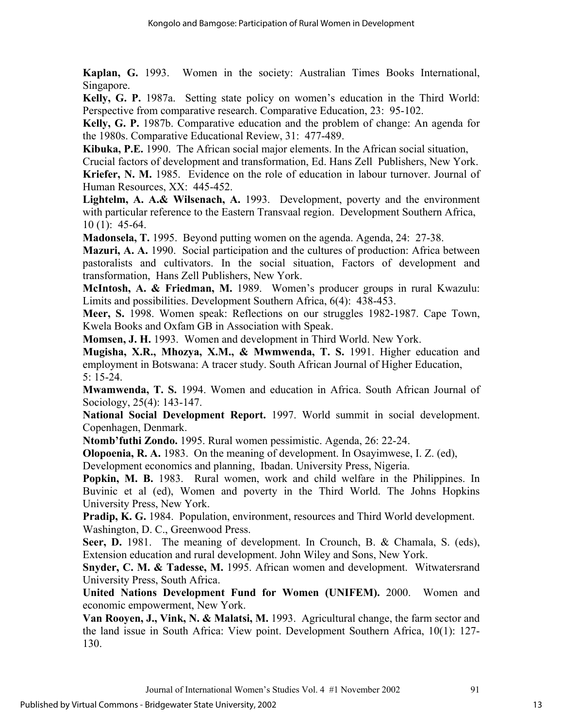**Kaplan, G.** 1993. Women in the society: Australian Times Books International, Singapore.

**Kelly, G. P.** 1987a. Setting state policy on women's education in the Third World: Perspective from comparative research. Comparative Education, 23: 95-102.

**Kelly, G. P.** 1987b. Comparative education and the problem of change: An agenda for the 1980s. Comparative Educational Review, 31: 477-489.

**Kibuka, P.E.** 1990. The African social major elements. In the African social situation, Crucial factors of development and transformation, Ed. Hans Zell Publishers, New York.

**Kriefer, N. M.** 1985. Evidence on the role of education in labour turnover. Journal of Human Resources, XX: 445-452.

**Lightelm, A. A.& Wilsenach, A.** 1993. Development, poverty and the environment with particular reference to the Eastern Transvaal region. Development Southern Africa, 10 (1): 45-64.

**Madonsela, T.** 1995. Beyond putting women on the agenda. Agenda, 24: 27-38.

**Mazuri, A. A.** 1990. Social participation and the cultures of production: Africa between pastoralists and cultivators. In the social situation, Factors of development and transformation, Hans Zell Publishers, New York.

**McIntosh, A. & Friedman, M.** 1989. Women's producer groups in rural Kwazulu: Limits and possibilities. Development Southern Africa, 6(4): 438-453.

**Meer, S.** 1998. Women speak: Reflections on our struggles 1982-1987. Cape Town, Kwela Books and Oxfam GB in Association with Speak.

**Momsen, J. H.** 1993. Women and development in Third World. New York.

**Mugisha, X.R., Mhozya, X.M., & Mwmwenda, T. S.** 1991. Higher education and employment in Botswana: A tracer study. South African Journal of Higher Education, 5: 15-24.

**Mwamwenda, T. S.** 1994. Women and education in Africa. South African Journal of Sociology, 25(4): 143-147.

**National Social Development Report.** 1997. World summit in social development. Copenhagen, Denmark.

**Ntomb'futhi Zondo.** 1995. Rural women pessimistic. Agenda, 26: 22-24.

**Olopoenia, R. A.** 1983. On the meaning of development. In Osayimwese, I. Z. (ed), Development economics and planning, Ibadan. University Press, Nigeria.

**Popkin, M. B.** 1983. Rural women, work and child welfare in the Philippines. In Buvinic et al (ed), Women and poverty in the Third World. The Johns Hopkins University Press, New York.

**Pradip, K. G.** 1984. Population, environment, resources and Third World development. Washington, D. C., Greenwood Press.

**Seer, D.** 1981. The meaning of development. In Crounch, B. & Chamala, S. (eds), Extension education and rural development. John Wiley and Sons, New York.

**Snyder, C. M. & Tadesse, M.** 1995. African women and development. Witwatersrand University Press, South Africa.

**United Nations Development Fund for Women (UNIFEM).** 2000. Women and economic empowerment, New York.

**Van Rooyen, J., Vink, N. & Malatsi, M.** 1993. Agricultural change, the farm sector and the land issue in South Africa: View point. Development Southern Africa, 10(1): 127-130.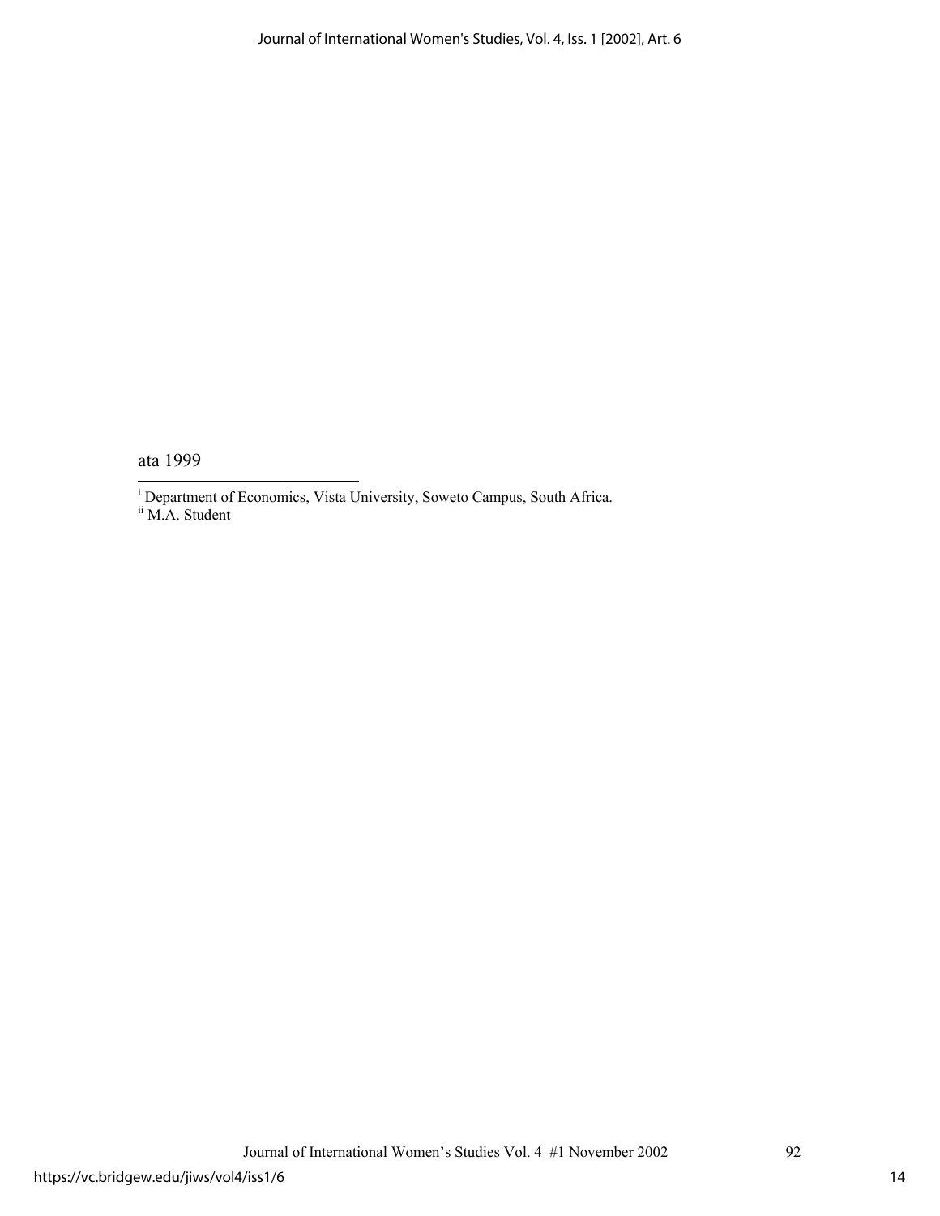ata 1999

---

[i] Department of Economics, Vista University, Soweto Campus, South Africa.
[ii] M.A. Student